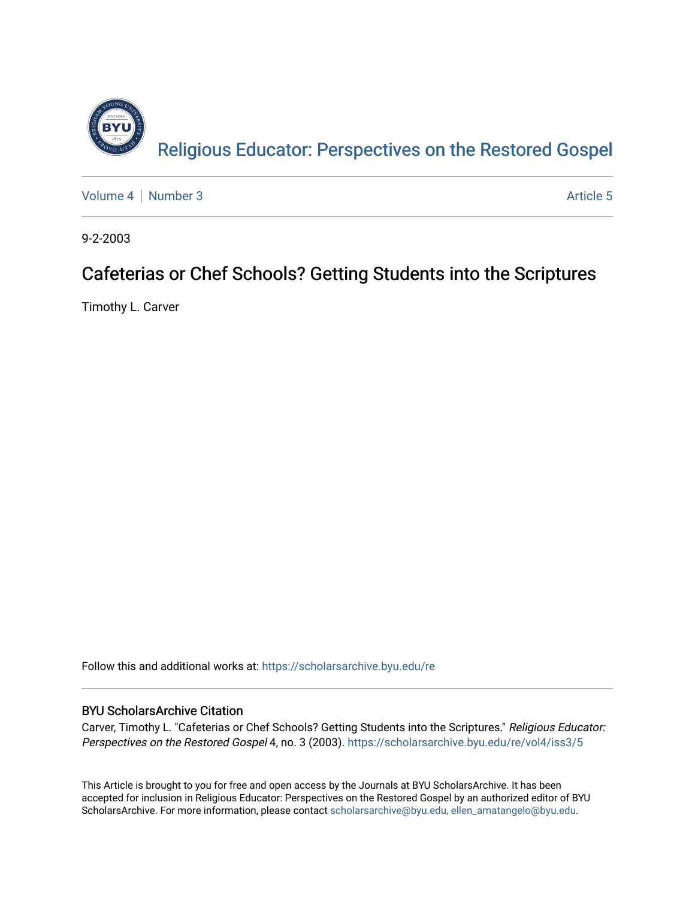Religious Educator: Perspectives on the Restored Gospel

Volume 4 | Number 3 Article 5

9-2-2003

# Cafeterias or Chef Schools? Getting Students into the Scriptures

Timothy L. Carver

Follow this and additional works at: https://scholarsarchive.byu.edu/re

## BYU ScholarsArchive Citation

Carver, Timothy L. "Cafeterias or Chef Schools? Getting Students into the Scriptures." *Religious Educator: Perspectives on the Restored Gospel* 4, no. 3 (2003). https://scholarsarchive.byu.edu/re/vol4/iss3/5

This Article is brought to you for free and open access by the Journals at BYU ScholarsArchive. It has been accepted for inclusion in Religious Educator: Perspectives on the Restored Gospel by an authorized editor of BYU ScholarsArchive. For more information, please contact scholarsarchive@byu.edu, ellen_amatangelo@byu.edu.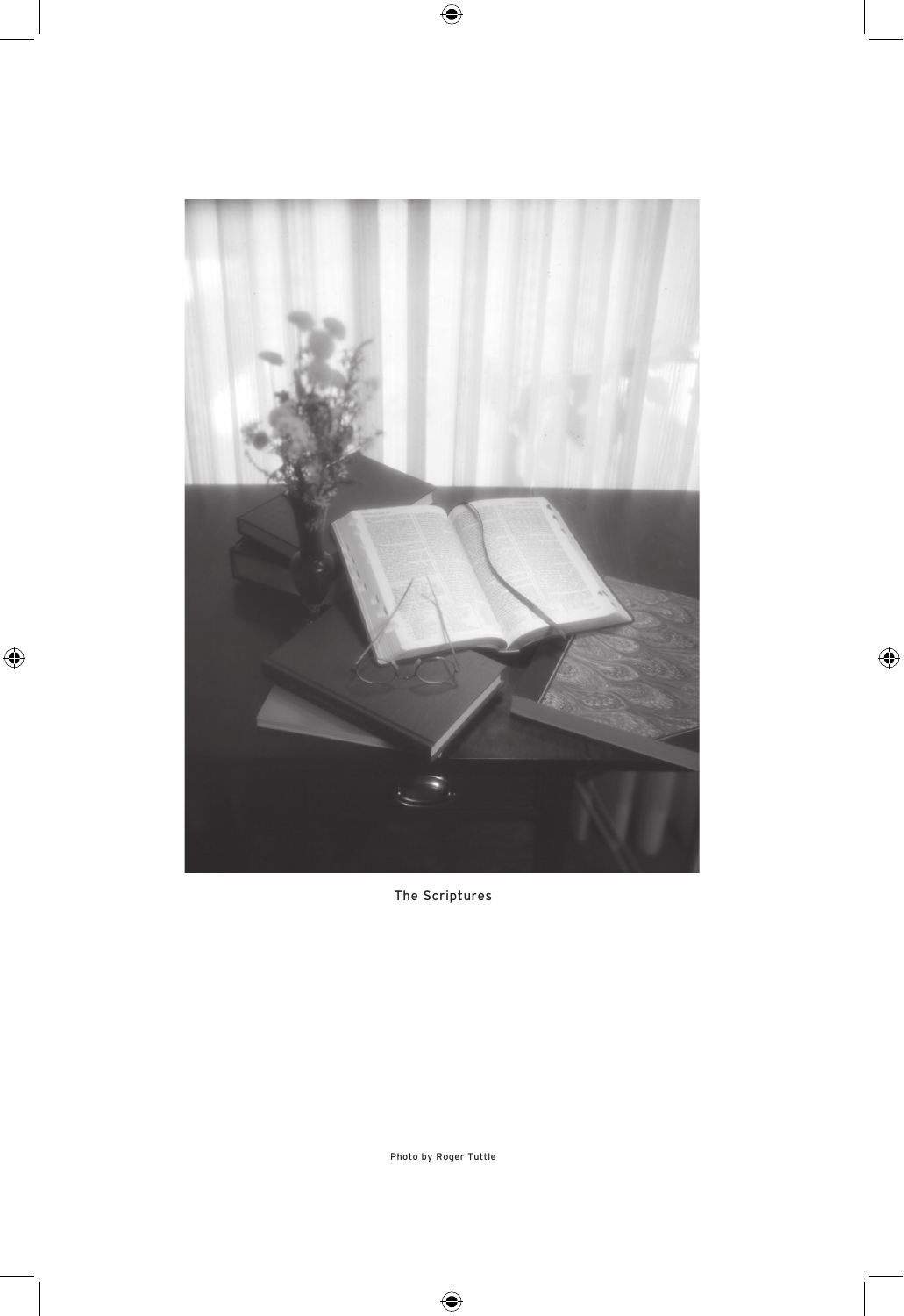The Scriptures

Photo by Roger Tuttle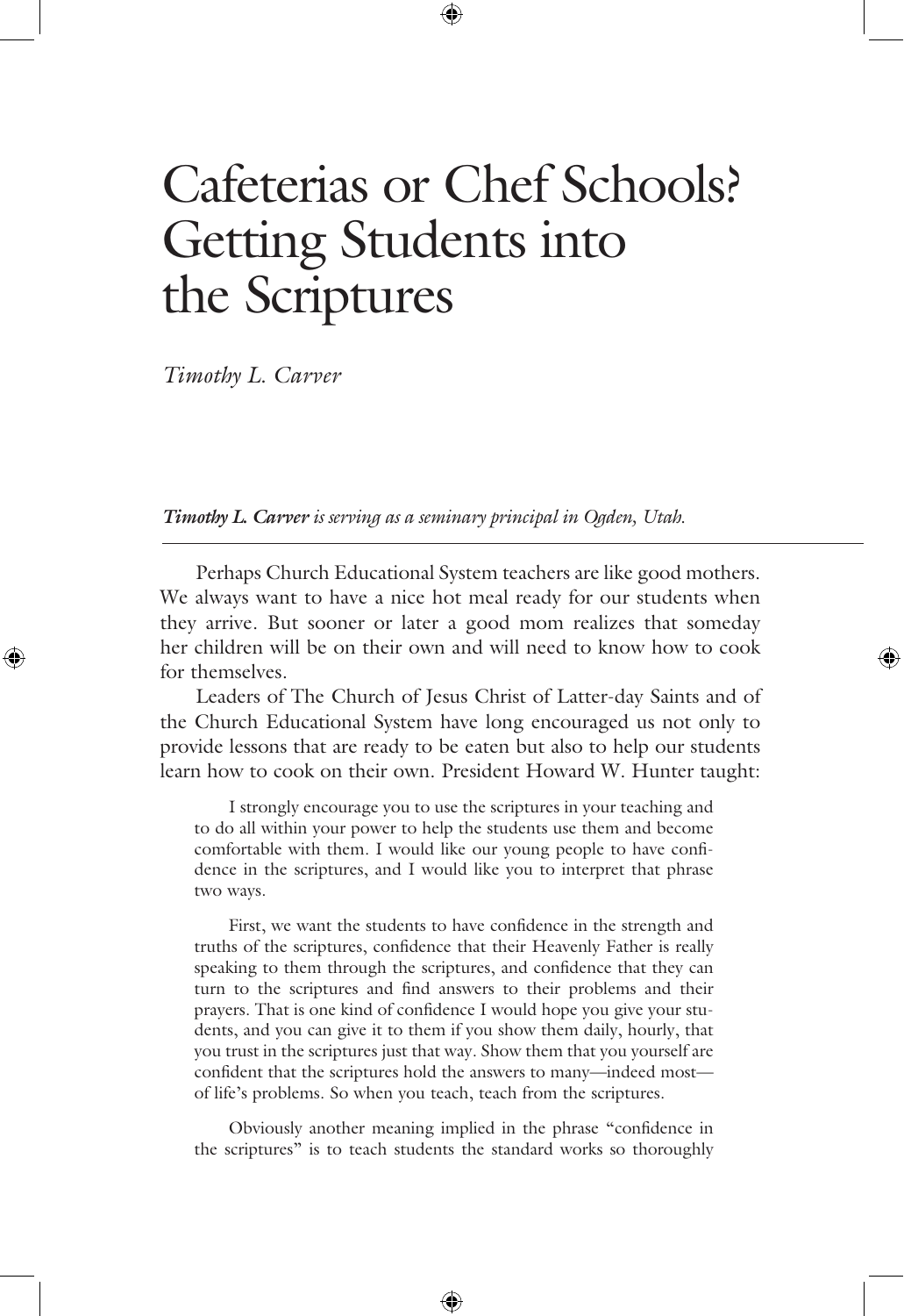# Cafeterias or Chef Schools? Getting Students into the Scriptures

*Timothy L. Carver*

***Timothy L. Carver** is serving as a seminary principal in Ogden, Utah.*

Perhaps Church Educational System teachers are like good mothers. We always want to have a nice hot meal ready for our students when they arrive. But sooner or later a good mom realizes that someday her children will be on their own and will need to know how to cook for themselves.

Leaders of The Church of Jesus Christ of Latter-day Saints and of the Church Educational System have long encouraged us not only to provide lessons that are ready to be eaten but also to help our students learn how to cook on their own. President Howard W. Hunter taught:

> I strongly encourage you to use the scriptures in your teaching and to do all within your power to help the students use them and become comfortable with them. I would like our young people to have confidence in the scriptures, and I would like you to interpret that phrase two ways.
>
> First, we want the students to have confidence in the strength and truths of the scriptures, confidence that their Heavenly Father is really speaking to them through the scriptures, and confidence that they can turn to the scriptures and find answers to their problems and their prayers. That is one kind of confidence I would hope you give your students, and you can give it to them if you show them daily, hourly, that you trust in the scriptures just that way. Show them that you yourself are confident that the scriptures hold the answers to many—indeed most—of life's problems. So when you teach, teach from the scriptures.
>
> Obviously another meaning implied in the phrase "confidence in the scriptures" is to teach students the standard works so thoroughly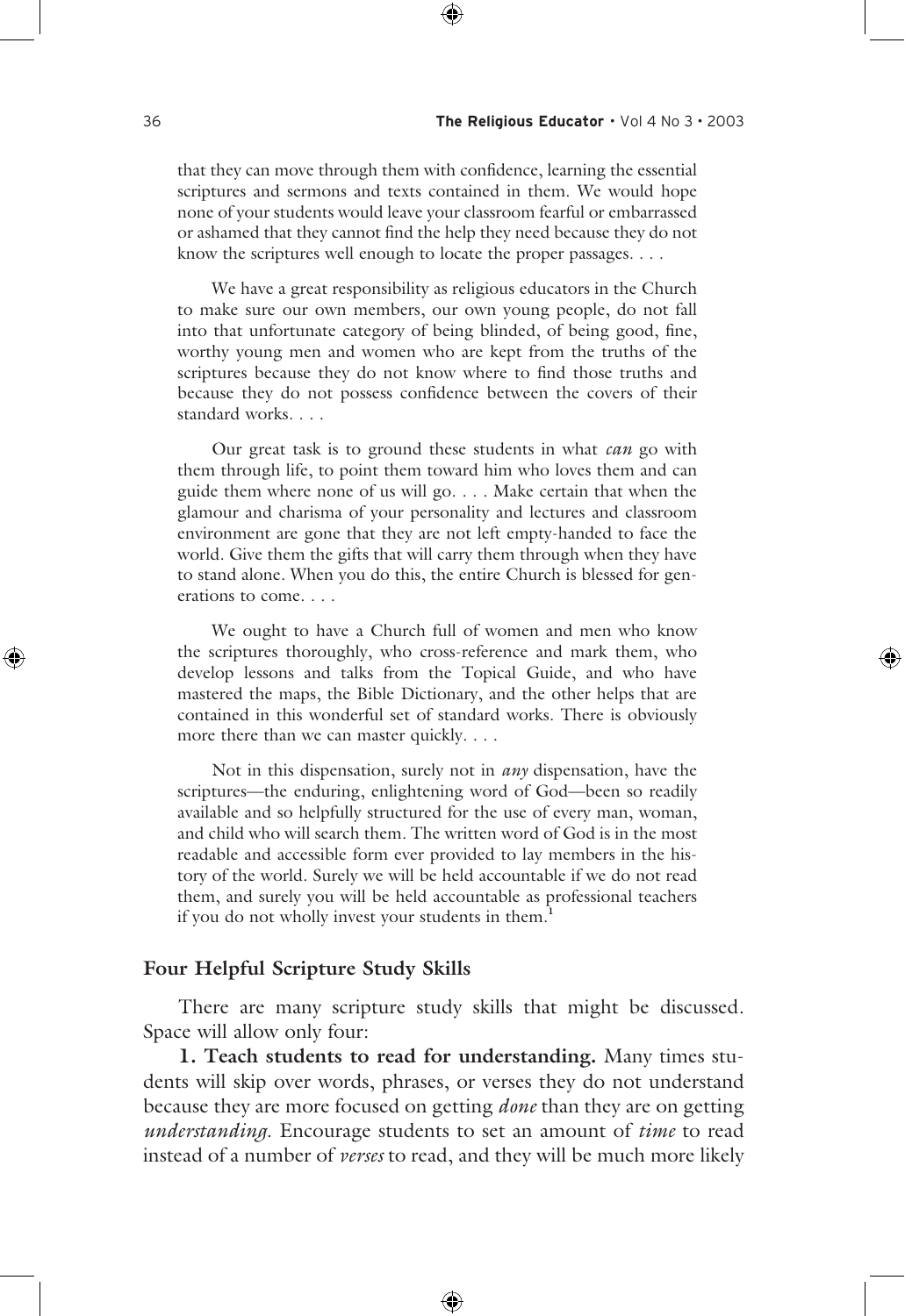that they can move through them with confidence, learning the essential scriptures and sermons and texts contained in them. We would hope none of your students would leave your classroom fearful or embarrassed or ashamed that they cannot find the help they need because they do not know the scriptures well enough to locate the proper passages. . . .

We have a great responsibility as religious educators in the Church to make sure our own members, our own young people, do not fall into that unfortunate category of being blinded, of being good, fine, worthy young men and women who are kept from the truths of the scriptures because they do not know where to find those truths and because they do not possess confidence between the covers of their standard works. . . .

Our great task is to ground these students in what *can* go with them through life, to point them toward him who loves them and can guide them where none of us will go. . . . Make certain that when the glamour and charisma of your personality and lectures and classroom environment are gone that they are not left empty-handed to face the world. Give them the gifts that will carry them through when they have to stand alone. When you do this, the entire Church is blessed for generations to come. . . .

We ought to have a Church full of women and men who know the scriptures thoroughly, who cross-reference and mark them, who develop lessons and talks from the Topical Guide, and who have mastered the maps, the Bible Dictionary, and the other helps that are contained in this wonderful set of standard works. There is obviously more there than we can master quickly. . . .

Not in this dispensation, surely not in *any* dispensation, have the scriptures—the enduring, enlightening word of God—been so readily available and so helpfully structured for the use of every man, woman, and child who will search them. The written word of God is in the most readable and accessible form ever provided to lay members in the history of the world. Surely we will be held accountable if we do not read them, and surely you will be held accountable as professional teachers if you do not wholly invest your students in them.[1]

## Four Helpful Scripture Study Skills

There are many scripture study skills that might be discussed. Space will allow only four:

**1. Teach students to read for understanding.** Many times students will skip over words, phrases, or verses they do not understand because they are more focused on getting *done* than they are on getting *understanding*. Encourage students to set an amount of *time* to read instead of a number of *verses* to read, and they will be much more likely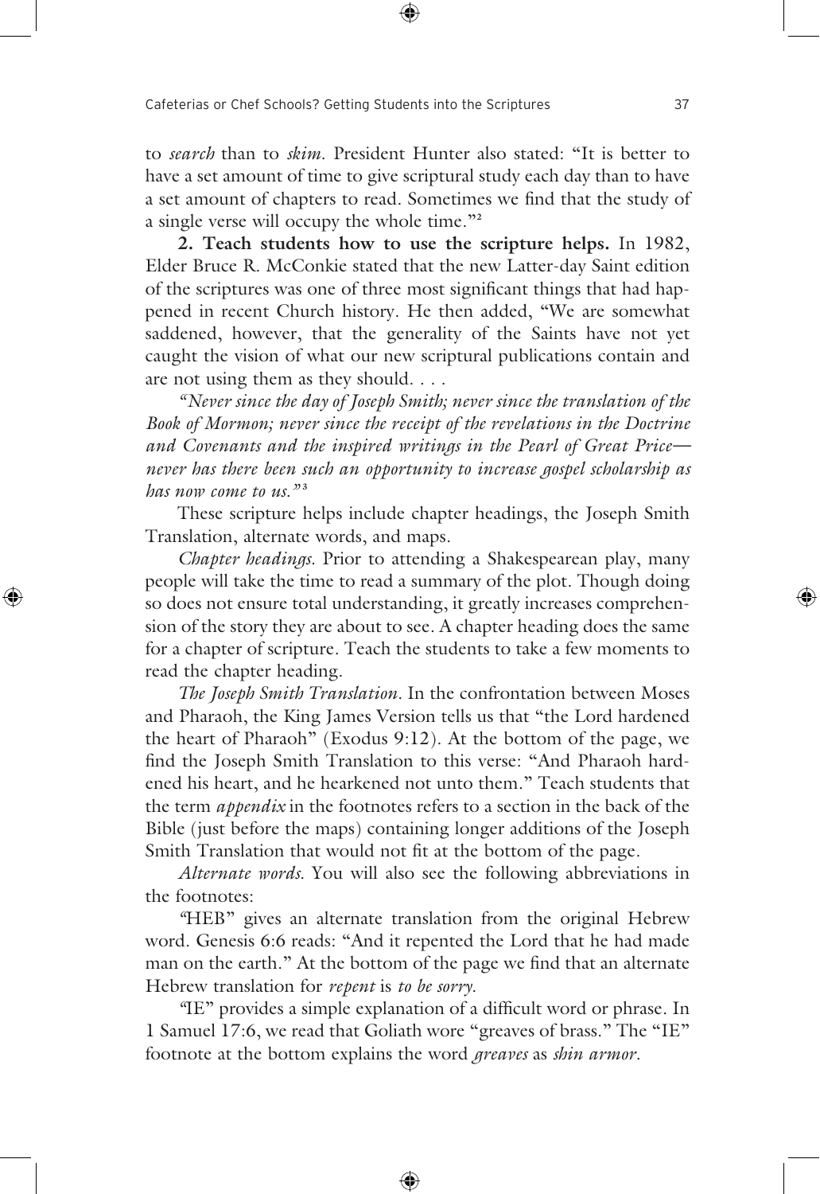to *search* than to *skim*. President Hunter also stated: "It is better to have a set amount of time to give scriptural study each day than to have a set amount of chapters to read. Sometimes we find that the study of a single verse will occupy the whole time."[2]

**2. Teach students how to use the scripture helps.** In 1982, Elder Bruce R. McConkie stated that the new Latter-day Saint edition of the scriptures was one of three most significant things that had happened in recent Church history. He then added, "We are somewhat saddened, however, that the generality of the Saints have not yet caught the vision of what our new scriptural publications contain and are not using them as they should. . . .

*"Never since the day of Joseph Smith; never since the translation of the Book of Mormon; never since the receipt of the revelations in the Doctrine and Covenants and the inspired writings in the Pearl of Great Price—never has there been such an opportunity to increase gospel scholarship as has now come to us."*[3]

These scripture helps include chapter headings, the Joseph Smith Translation, alternate words, and maps.

*Chapter headings.* Prior to attending a Shakespearean play, many people will take the time to read a summary of the plot. Though doing so does not ensure total understanding, it greatly increases comprehension of the story they are about to see. A chapter heading does the same for a chapter of scripture. Teach the students to take a few moments to read the chapter heading.

*The Joseph Smith Translation.* In the confrontation between Moses and Pharaoh, the King James Version tells us that "the Lord hardened the heart of Pharaoh" (Exodus 9:12). At the bottom of the page, we find the Joseph Smith Translation to this verse: "And Pharaoh hardened his heart, and he hearkened not unto them." Teach students that the term *appendix* in the footnotes refers to a section in the back of the Bible (just before the maps) containing longer additions of the Joseph Smith Translation that would not fit at the bottom of the page.

*Alternate words.* You will also see the following abbreviations in the footnotes:

"HEB" gives an alternate translation from the original Hebrew word. Genesis 6:6 reads: "And it repented the Lord that he had made man on the earth." At the bottom of the page we find that an alternate Hebrew translation for *repent* is *to be sorry.*

"IE" provides a simple explanation of a difficult word or phrase. In 1 Samuel 17:6, we read that Goliath wore "greaves of brass." The "IE" footnote at the bottom explains the word *greaves* as *shin armor*.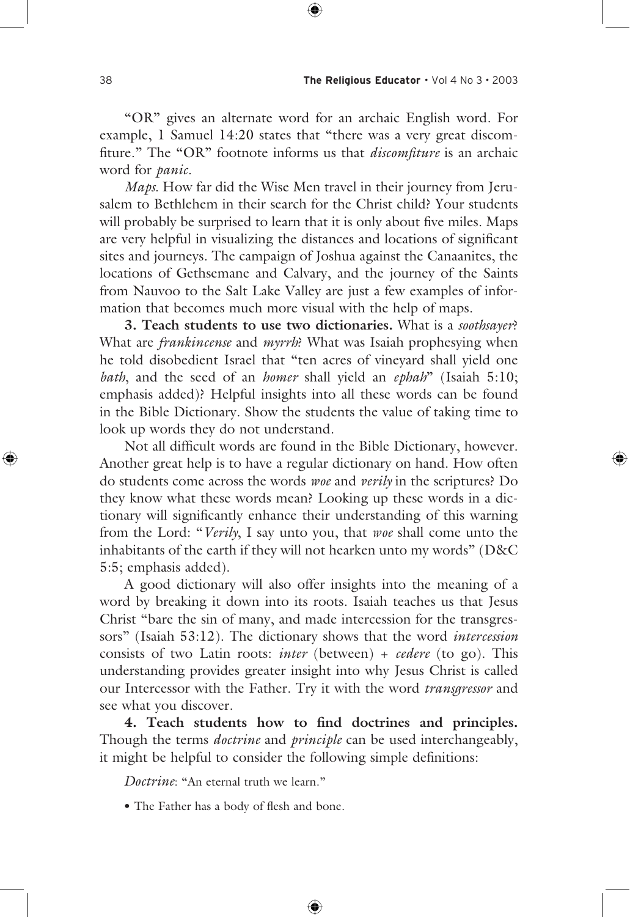"OR" gives an alternate word for an archaic English word. For example, 1 Samuel 14:20 states that "there was a very great discomfiture." The "OR" footnote informs us that *discomfiture* is an archaic word for *panic*.

*Maps.* How far did the Wise Men travel in their journey from Jerusalem to Bethlehem in their search for the Christ child? Your students will probably be surprised to learn that it is only about five miles. Maps are very helpful in visualizing the distances and locations of significant sites and journeys. The campaign of Joshua against the Canaanites, the locations of Gethsemane and Calvary, and the journey of the Saints from Nauvoo to the Salt Lake Valley are just a few examples of information that becomes much more visual with the help of maps.

**3. Teach students to use two dictionaries.** What is a *soothsayer*? What are *frankincense* and *myrrh*? What was Isaiah prophesying when he told disobedient Israel that "ten acres of vineyard shall yield one *bath*, and the seed of an *homer* shall yield an *ephah*" (Isaiah 5:10; emphasis added)? Helpful insights into all these words can be found in the Bible Dictionary. Show the students the value of taking time to look up words they do not understand.

Not all difficult words are found in the Bible Dictionary, however. Another great help is to have a regular dictionary on hand. How often do students come across the words *woe* and *verily* in the scriptures? Do they know what these words mean? Looking up these words in a dictionary will significantly enhance their understanding of this warning from the Lord: "*Verily*, I say unto you, that *woe* shall come unto the inhabitants of the earth if they will not hearken unto my words" (D&C 5:5; emphasis added).

A good dictionary will also offer insights into the meaning of a word by breaking it down into its roots. Isaiah teaches us that Jesus Christ "bare the sin of many, and made intercession for the transgressors" (Isaiah 53:12). The dictionary shows that the word *intercession* consists of two Latin roots: *inter* (between) + *cedere* (to go). This understanding provides greater insight into why Jesus Christ is called our Intercessor with the Father. Try it with the word *transgressor* and see what you discover.

**4. Teach students how to find doctrines and principles.** Though the terms *doctrine* and *principle* can be used interchangeably, it might be helpful to consider the following simple definitions:

*Doctrine*: "An eternal truth we learn."

- The Father has a body of flesh and bone.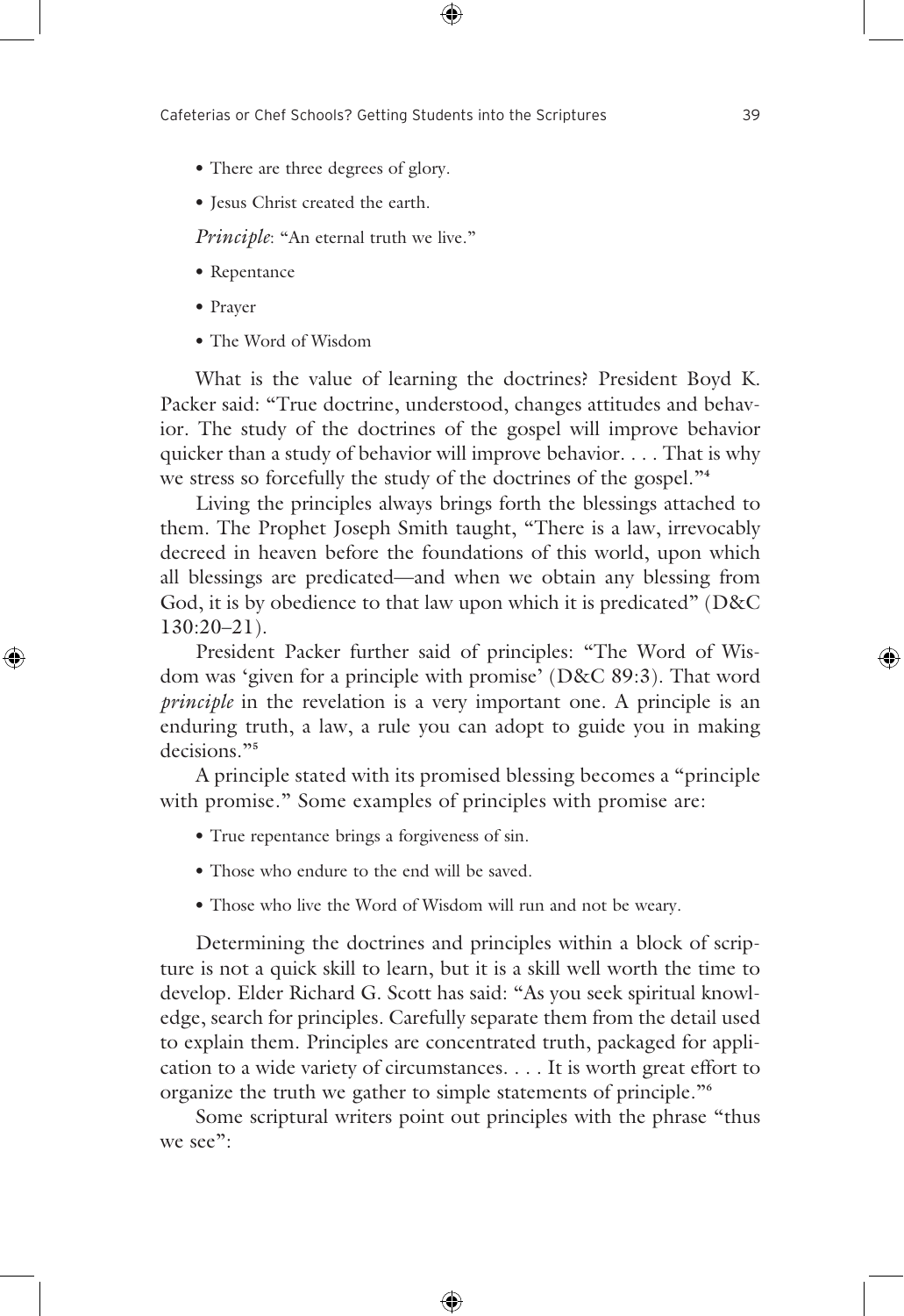- There are three degrees of glory.
- Jesus Christ created the earth.

*Principle*: "An eternal truth we live."

- Repentance
- Prayer
- The Word of Wisdom

What is the value of learning the doctrines? President Boyd K. Packer said: "True doctrine, understood, changes attitudes and behavior. The study of the doctrines of the gospel will improve behavior quicker than a study of behavior will improve behavior. . . . That is why we stress so forcefully the study of the doctrines of the gospel."[4]

Living the principles always brings forth the blessings attached to them. The Prophet Joseph Smith taught, "There is a law, irrevocably decreed in heaven before the foundations of this world, upon which all blessings are predicated—and when we obtain any blessing from God, it is by obedience to that law upon which it is predicated" (D&C 130:20–21).

President Packer further said of principles: "The Word of Wisdom was 'given for a principle with promise' (D&C 89:3). That word *principle* in the revelation is a very important one. A principle is an enduring truth, a law, a rule you can adopt to guide you in making decisions."[5]

A principle stated with its promised blessing becomes a "principle with promise." Some examples of principles with promise are:

- True repentance brings a forgiveness of sin.
- Those who endure to the end will be saved.
- Those who live the Word of Wisdom will run and not be weary.

Determining the doctrines and principles within a block of scripture is not a quick skill to learn, but it is a skill well worth the time to develop. Elder Richard G. Scott has said: "As you seek spiritual knowledge, search for principles. Carefully separate them from the detail used to explain them. Principles are concentrated truth, packaged for application to a wide variety of circumstances. . . . It is worth great effort to organize the truth we gather to simple statements of principle."[6]

Some scriptural writers point out principles with the phrase "thus we see":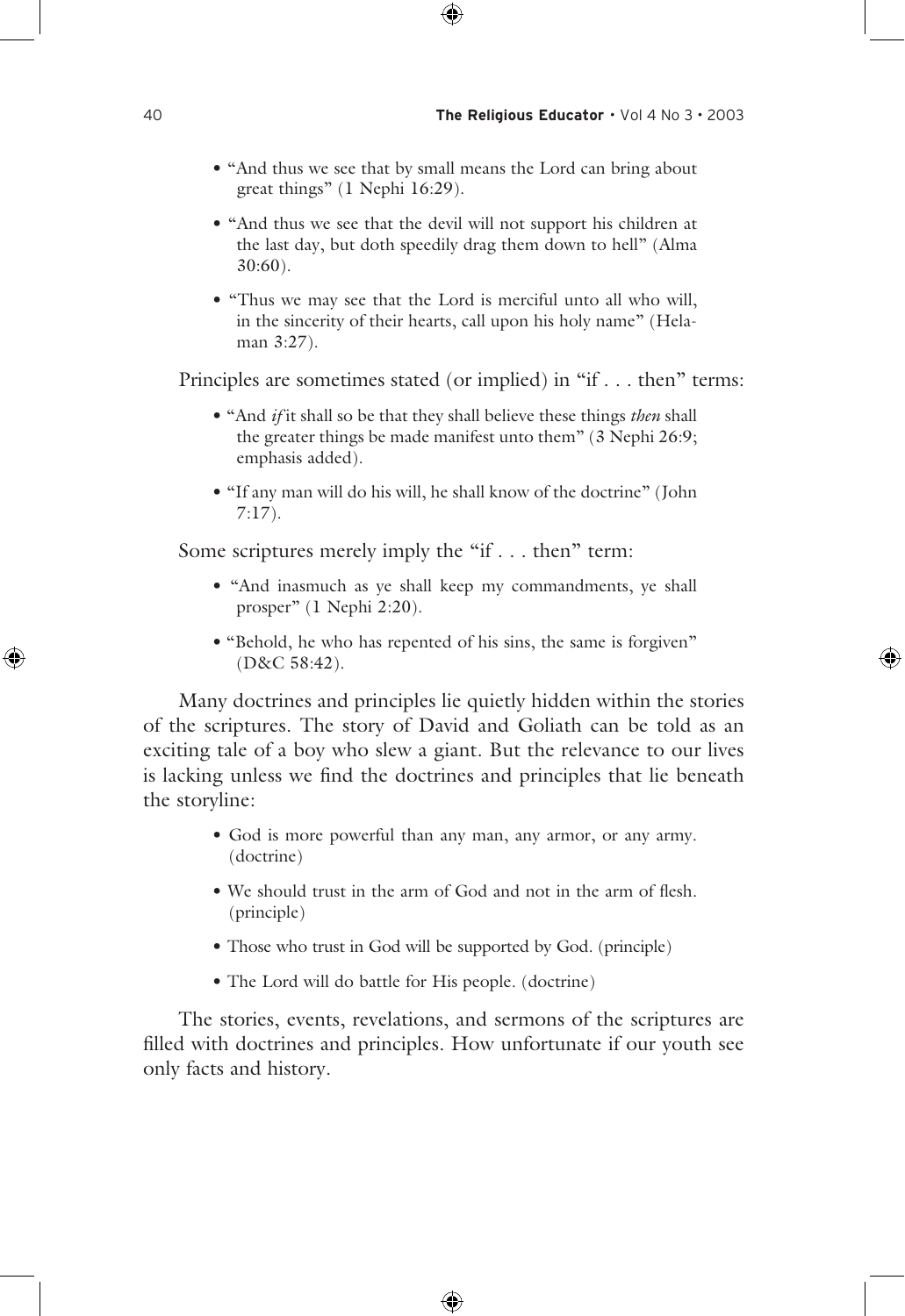- "And thus we see that by small means the Lord can bring about great things" (1 Nephi 16:29).
- "And thus we see that the devil will not support his children at the last day, but doth speedily drag them down to hell" (Alma 30:60).
- "Thus we may see that the Lord is merciful unto all who will, in the sincerity of their hearts, call upon his holy name" (Helaman 3:27).

Principles are sometimes stated (or implied) in "if . . . then" terms:

- "And *if* it shall so be that they shall believe these things *then* shall the greater things be made manifest unto them" (3 Nephi 26:9; emphasis added).
- "If any man will do his will, he shall know of the doctrine" (John 7:17).

Some scriptures merely imply the "if . . . then" term:

- "And inasmuch as ye shall keep my commandments, ye shall prosper" (1 Nephi 2:20).
- "Behold, he who has repented of his sins, the same is forgiven" (D&C 58:42).

Many doctrines and principles lie quietly hidden within the stories of the scriptures. The story of David and Goliath can be told as an exciting tale of a boy who slew a giant. But the relevance to our lives is lacking unless we find the doctrines and principles that lie beneath the storyline:

- God is more powerful than any man, any armor, or any army. (doctrine)
- We should trust in the arm of God and not in the arm of flesh. (principle)
- Those who trust in God will be supported by God. (principle)
- The Lord will do battle for His people. (doctrine)

The stories, events, revelations, and sermons of the scriptures are filled with doctrines and principles. How unfortunate if our youth see only facts and history.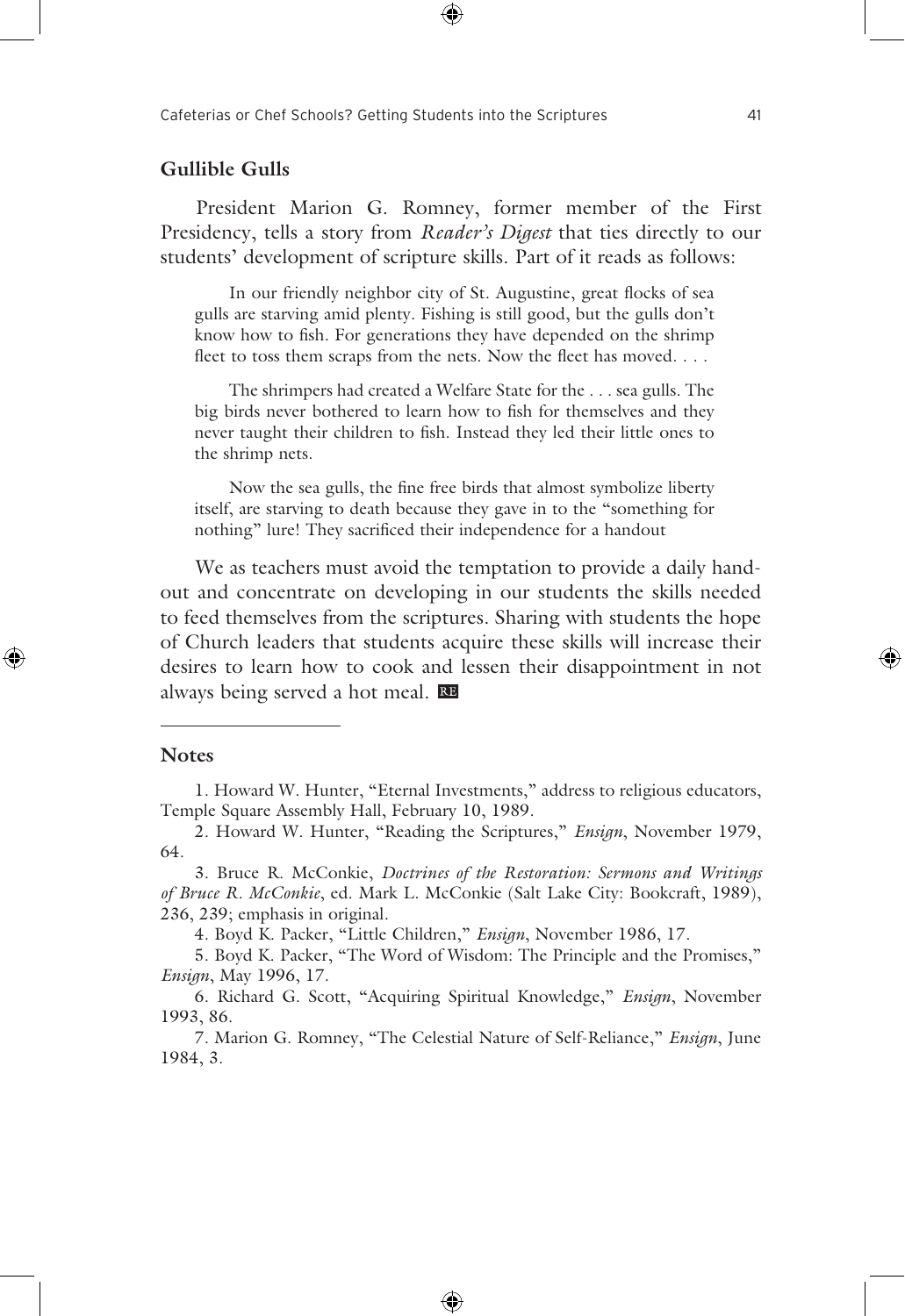### Gullible Gulls

President Marion G. Romney, former member of the First Presidency, tells a story from *Reader's Digest* that ties directly to our students' development of scripture skills. Part of it reads as follows:

> In our friendly neighbor city of St. Augustine, great flocks of sea gulls are starving amid plenty. Fishing is still good, but the gulls don't know how to fish. For generations they have depended on the shrimp fleet to toss them scraps from the nets. Now the fleet has moved. . . .
>
> The shrimpers had created a Welfare State for the . . . sea gulls. The big birds never bothered to learn how to fish for themselves and they never taught their children to fish. Instead they led their little ones to the shrimp nets.
>
> Now the sea gulls, the fine free birds that almost symbolize liberty itself, are starving to death because they gave in to the "something for nothing" lure! They sacrificed their independence for a handout

We as teachers must avoid the temptation to provide a daily handout and concentrate on developing in our students the skills needed to feed themselves from the scriptures. Sharing with students the hope of Church leaders that students acquire these skills will increase their desires to learn how to cook and lessen their disappointment in not always being served a hot meal.

### Notes

1. Howard W. Hunter, "Eternal Investments," address to religious educators, Temple Square Assembly Hall, February 10, 1989.
2. Howard W. Hunter, "Reading the Scriptures," *Ensign*, November 1979, 64.
3. Bruce R. McConkie, *Doctrines of the Restoration: Sermons and Writings of Bruce R. McConkie*, ed. Mark L. McConkie (Salt Lake City: Bookcraft, 1989), 236, 239; emphasis in original.
4. Boyd K. Packer, "Little Children," *Ensign*, November 1986, 17.
5. Boyd K. Packer, "The Word of Wisdom: The Principle and the Promises," *Ensign*, May 1996, 17.
6. Richard G. Scott, "Acquiring Spiritual Knowledge," *Ensign*, November 1993, 86.
7. Marion G. Romney, "The Celestial Nature of Self-Reliance," *Ensign*, June 1984, 3.